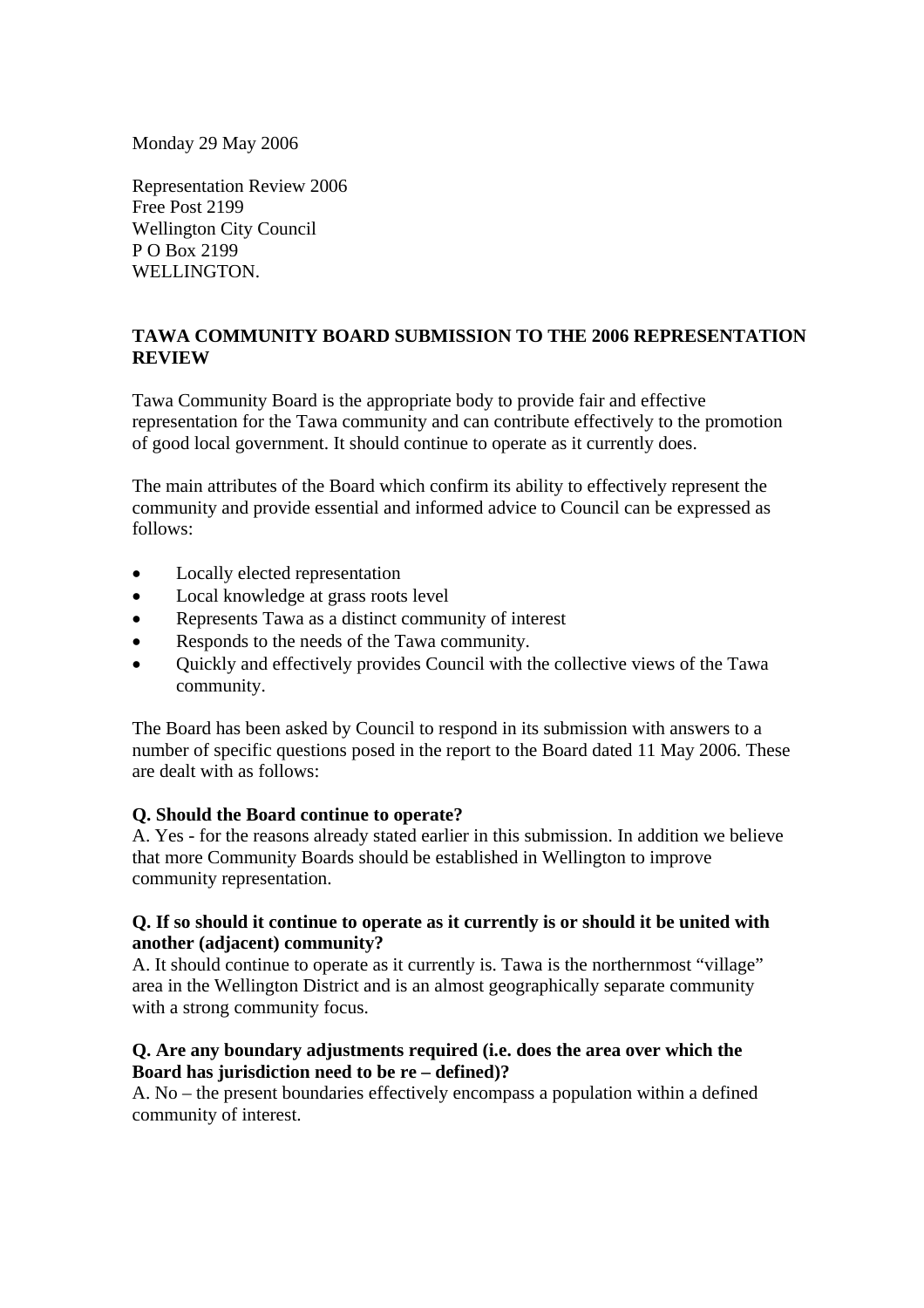Monday 29 May 2006

Representation Review 2006
Free Post 2199
Wellington City Council
P O Box 2199
WELLINGTON.

**TAWA COMMUNITY BOARD SUBMISSION TO THE 2006 REPRESENTATION REVIEW**

Tawa Community Board is the appropriate body to provide fair and effective representation for the Tawa community and can contribute effectively to the promotion of good local government. It should continue to operate as it currently does.

The main attributes of the Board which confirm its ability to effectively represent the community and provide essential and informed advice to Council can be expressed as follows:

- Locally elected representation
- Local knowledge at grass roots level
- Represents Tawa as a distinct community of interest
- Responds to the needs of the Tawa community.
- Quickly and effectively provides Council with the collective views of the Tawa community.

The Board has been asked by Council to respond in its submission with answers to a number of specific questions posed in the report to the Board dated 11 May 2006. These are dealt with as follows:

**Q. Should the Board continue to operate?**
A. Yes - for the reasons already stated earlier in this submission. In addition we believe that more Community Boards should be established in Wellington to improve community representation.

**Q. If so should it continue to operate as it currently is or should it be united with another (adjacent) community?**
A. It should continue to operate as it currently is. Tawa is the northernmost "village" area in the Wellington District and is an almost geographically separate community with a strong community focus.

**Q. Are any boundary adjustments required (i.e. does the area over which the Board has jurisdiction need to be re – defined)?**
A. No – the present boundaries effectively encompass a population within a defined community of interest.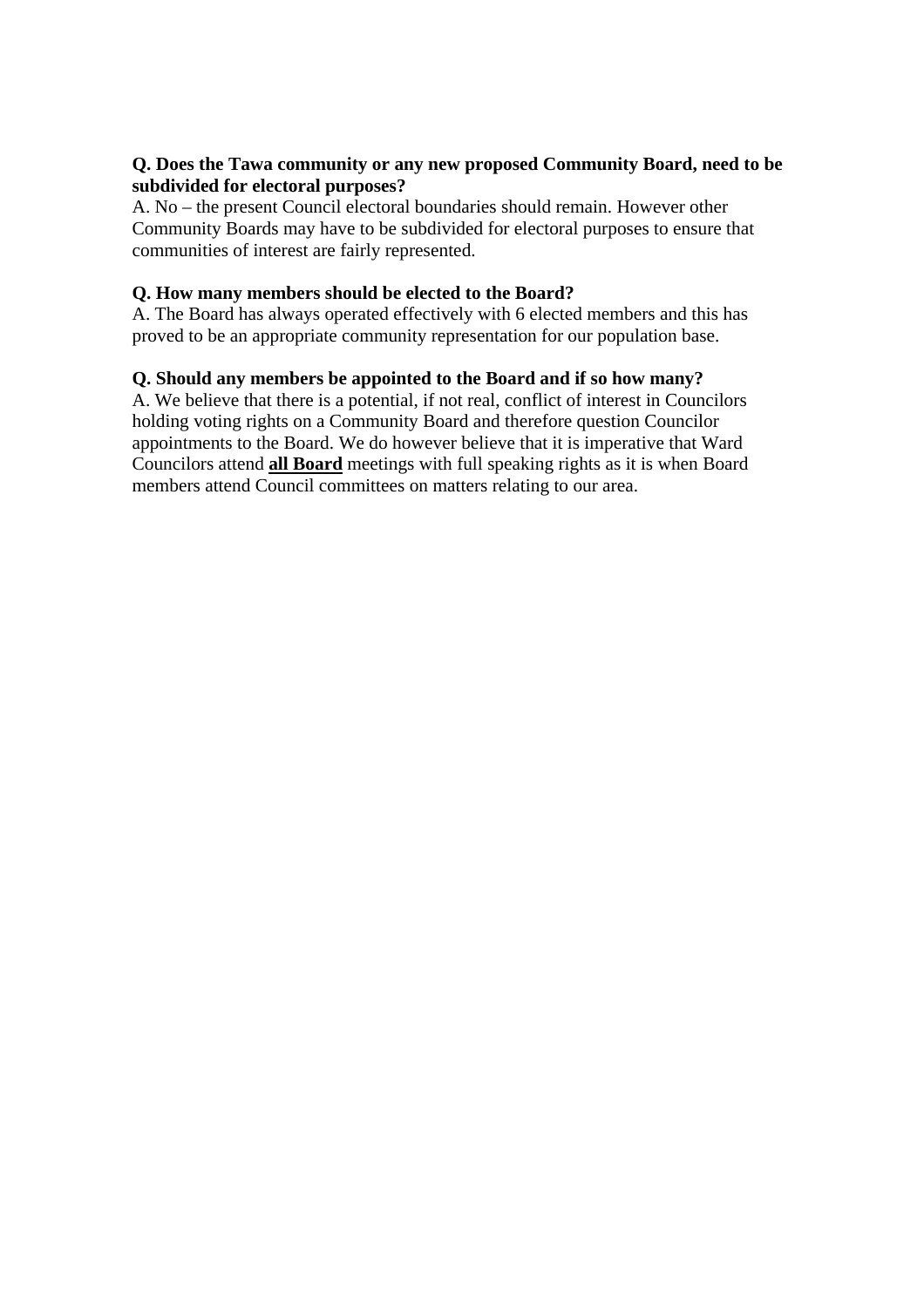**Q. Does the Tawa community or any new proposed Community Board, need to be subdivided for electoral purposes?**

A. No – the present Council electoral boundaries should remain. However other Community Boards may have to be subdivided for electoral purposes to ensure that communities of interest are fairly represented.

**Q. How many members should be elected to the Board?**

A. The Board has always operated effectively with 6 elected members and this has proved to be an appropriate community representation for our population base.

**Q. Should any members be appointed to the Board and if so how many?**

A. We believe that there is a potential, if not real, conflict of interest in Councilors holding voting rights on a Community Board and therefore question Councilor appointments to the Board. We do however believe that it is imperative that Ward Councilors attend <u>**all Board**</u> meetings with full speaking rights as it is when Board members attend Council committees on matters relating to our area.